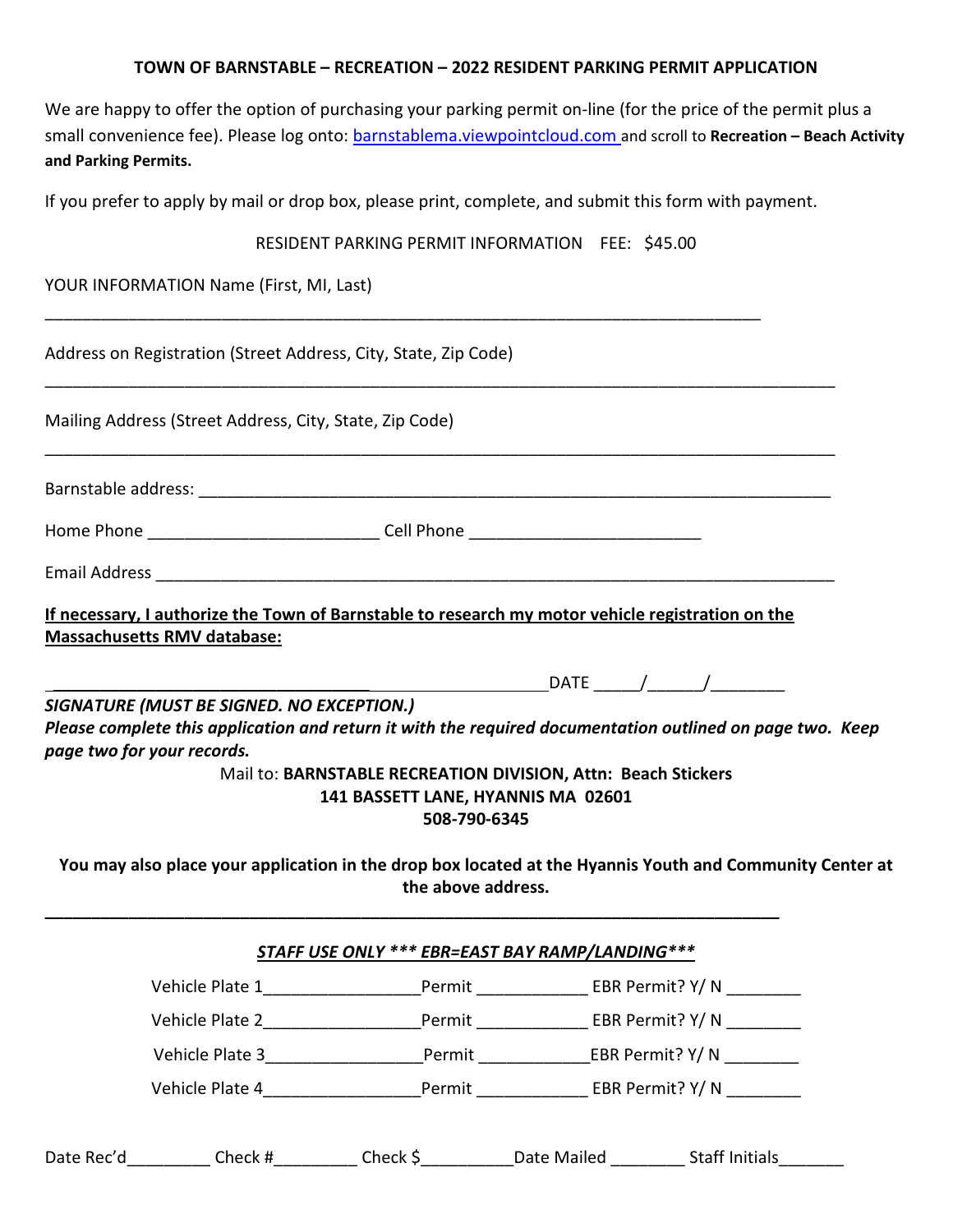**TOWN OF BARNSTABLE – RECREATION – 2022 RESIDENT PARKING PERMIT APPLICATION**

We are happy to offer the option of purchasing your parking permit on-line (for the price of the permit plus a small convenience fee). Please log onto: [barnstablema.viewpointcloud.com](barnstablema.viewpointcloud.com) and scroll to **Recreation – Beach Activity and Parking Permits.**

If you prefer to apply by mail or drop box, please print, complete, and submit this form with payment.

RESIDENT PARKING PERMIT INFORMATION FEE: $45.00

YOUR INFORMATION Name (First, MI, Last)

_______________________________________________________________________________

Address on Registration (Street Address, City, State, Zip Code)

_______________________________________________________________________________

Mailing Address (Street Address, City, State, Zip Code)

_______________________________________________________________________________

Barnstable address: ______________________________________________________________

Home Phone _________________________ Cell Phone _________________________

Email Address ___________________________________________________________________

**If necessary, I authorize the Town of Barnstable to research my motor vehicle registration on the Massachusetts RMV database:**

_______________________________________ DATE _____/______/________

***SIGNATURE (MUST BE SIGNED. NO EXCEPTION.)***

***Please complete this application and return it with the required documentation outlined on page two. Keep page two for your records.***

Mail to: **BARNSTABLE RECREATION DIVISION, Attn: Beach Stickers**
**141 BASSETT LANE, HYANNIS MA 02601**
**508-790-6345**

**You may also place your application in the drop box located at the Hyannis Youth and Community Center at the above address.**

---

***STAFF USE ONLY \*\*\* EBR=EAST BAY RAMP/LANDING\*\*\****

Vehicle Plate 1_________________Permit ____________ EBR Permit? Y/ N ________

Vehicle Plate 2_________________Permit ____________ EBR Permit? Y/ N ________

Vehicle Plate 3_________________Permit ____________ EBR Permit? Y/ N ________

Vehicle Plate 4_________________Permit ____________ EBR Permit? Y/ N ________

Date Rec'd_________ Check #_________ Check $__________Date Mailed ________ Staff Initials_______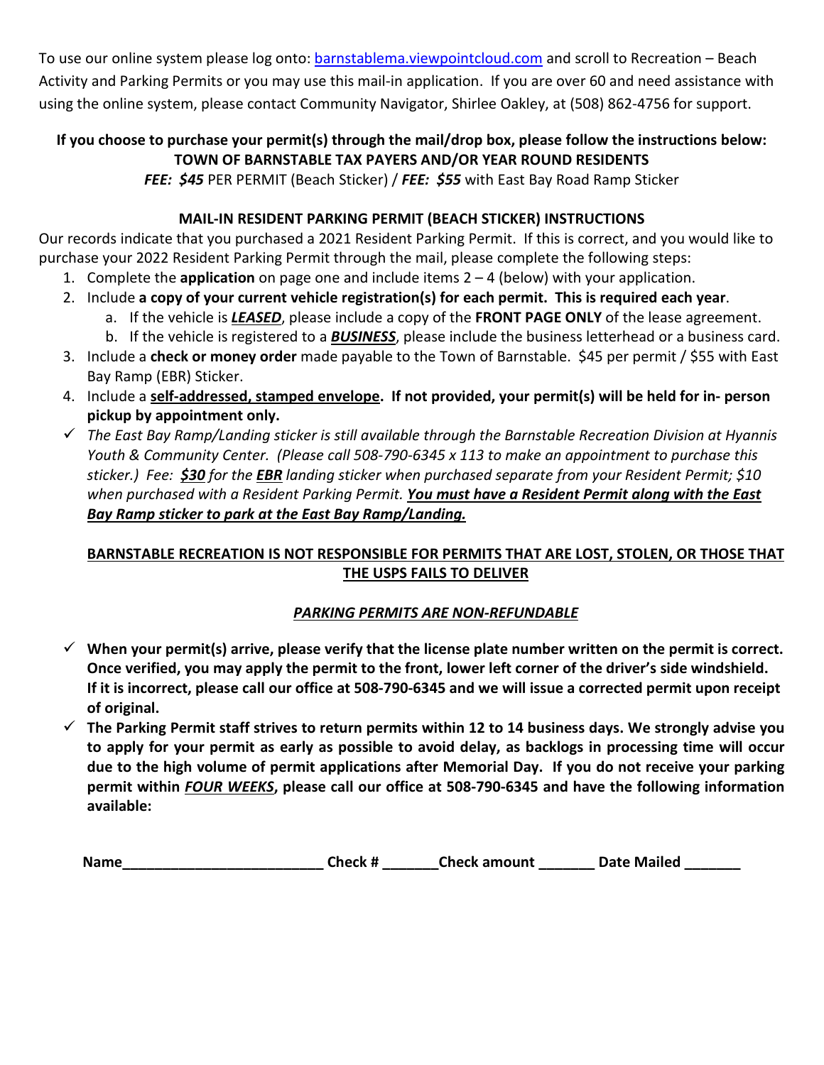To use our online system please log onto: [barnstablema.viewpointcloud.com](barnstablema.viewpointcloud.com) and scroll to Recreation – Beach Activity and Parking Permits or you may use this mail-in application. If you are over 60 and need assistance with using the online system, please contact Community Navigator, Shirlee Oakley, at (508) 862-4756 for support.

**If you choose to purchase your permit(s) through the mail/drop box, please follow the instructions below:**
**TOWN OF BARNSTABLE TAX PAYERS AND/OR YEAR ROUND RESIDENTS**

***FEE: $45*** PER PERMIT (Beach Sticker) / ***FEE: $55*** with East Bay Road Ramp Sticker

**MAIL-IN RESIDENT PARKING PERMIT (BEACH STICKER) INSTRUCTIONS**

Our records indicate that you purchased a 2021 Resident Parking Permit. If this is correct, and you would like to purchase your 2022 Resident Parking Permit through the mail, please complete the following steps:

1. Complete the **application** on page one and include items 2 – 4 (below) with your application.
2. Include **a copy of your current vehicle registration(s) for each permit. This is required each year**.
   a. If the vehicle is ***LEASED***, please include a copy of the **FRONT PAGE ONLY** of the lease agreement.
   b. If the vehicle is registered to a ***BUSINESS***, please include the business letterhead or a business card.
3. Include a **check or money order** made payable to the Town of Barnstable. $45 per permit / $55 with East Bay Ramp (EBR) Sticker.
4. Include a **self-addressed, stamped envelope. If not provided, your permit(s) will be held for in- person pickup by appointment only.**

- ✓ *The East Bay Ramp/Landing sticker is still available through the Barnstable Recreation Division at Hyannis Youth & Community Center. (Please call 508-790-6345 x 113 to make an appointment to purchase this sticker.) Fee: **$30** for the **EBR** landing sticker when purchased separate from your Resident Permit; $10 when purchased with a Resident Parking Permit. **You must have a Resident Permit along with the East Bay Ramp sticker to park at the East Bay Ramp/Landing.***

**BARNSTABLE RECREATION IS NOT RESPONSIBLE FOR PERMITS THAT ARE LOST, STOLEN, OR THOSE THAT THE USPS FAILS TO DELIVER**

***PARKING PERMITS ARE NON-REFUNDABLE***

- ✓ **When your permit(s) arrive, please verify that the license plate number written on the permit is correct. Once verified, you may apply the permit to the front, lower left corner of the driver's side windshield. If it is incorrect, please call our office at 508-790-6345 and we will issue a corrected permit upon receipt of original.**
- ✓ **The Parking Permit staff strives to return permits within 12 to 14 business days. We strongly advise you to apply for your permit as early as possible to avoid delay, as backlogs in processing time will occur due to the high volume of permit applications after Memorial Day. If you do not receive your parking permit within *FOUR WEEKS*, please call our office at 508-790-6345 and have the following information available:**

**Name**_________________________ **Check #** _______**Check amount** _______ **Date Mailed** _______